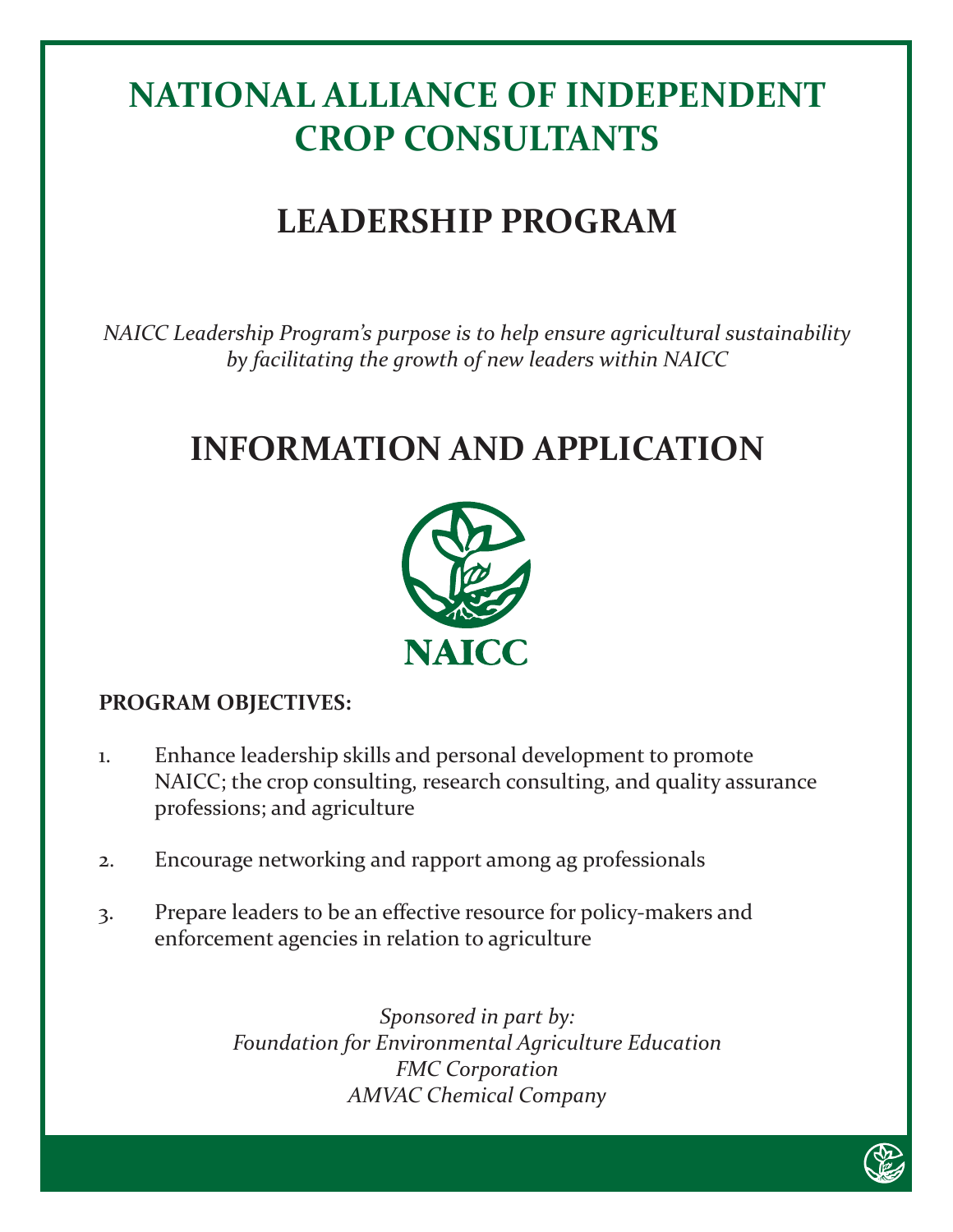# NATIONAL ALLIANCE OF INDEPENDENT CROP CONSULTANTS

# LEADERSHIP PROGRAM

*NAICC Leadership Program's purpose is to help ensure agricultural sustainability by facilitating the growth of new leaders within NAICC*

# INFORMATION AND APPLICATION

NAICC

**PROGRAM OBJECTIVES:**

1. Enhance leadership skills and personal development to promote NAICC; the crop consulting, research consulting, and quality assurance professions; and agriculture

2. Encourage networking and rapport among ag professionals

3. Prepare leaders to be an effective resource for policy-makers and enforcement agencies in relation to agriculture

*Sponsored in part by:*
*Foundation for Environmental Agriculture Education*
*FMC Corporation*
*AMVAC Chemical Company*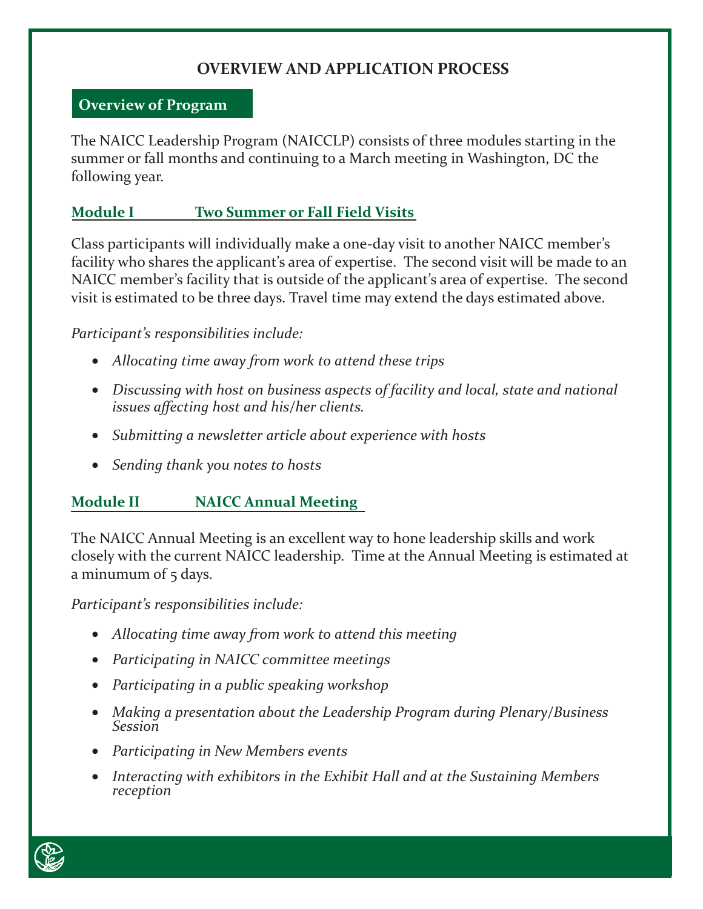# OVERVIEW AND APPLICATION PROCESS

## Overview of Program

The NAICC Leadership Program (NAICCLP) consists of three modules starting in the summer or fall months and continuing to a March meeting in Washington, DC the following year.

### Module I Two Summer or Fall Field Visits

Class participants will individually make a one-day visit to another NAICC member's facility who shares the applicant's area of expertise. The second visit will be made to an NAICC member's facility that is outside of the applicant's area of expertise. The second visit is estimated to be three days. Travel time may extend the days estimated above.

*Participant's responsibilities include:*

- *Allocating time away from work to attend these trips*
- *Discussing with host on business aspects of facility and local, state and national issues affecting host and his/her clients.*
- *Submitting a newsletter article about experience with hosts*
- *Sending thank you notes to hosts*

### Module II NAICC Annual Meeting

The NAICC Annual Meeting is an excellent way to hone leadership skills and work closely with the current NAICC leadership. Time at the Annual Meeting is estimated at a minumum of 5 days.

*Participant's responsibilities include:*

- *Allocating time away from work to attend this meeting*
- *Participating in NAICC committee meetings*
- *Participating in a public speaking workshop*
- *Making a presentation about the Leadership Program during Plenary/Business Session*
- *Participating in New Members events*
- *Interacting with exhibitors in the Exhibit Hall and at the Sustaining Members reception*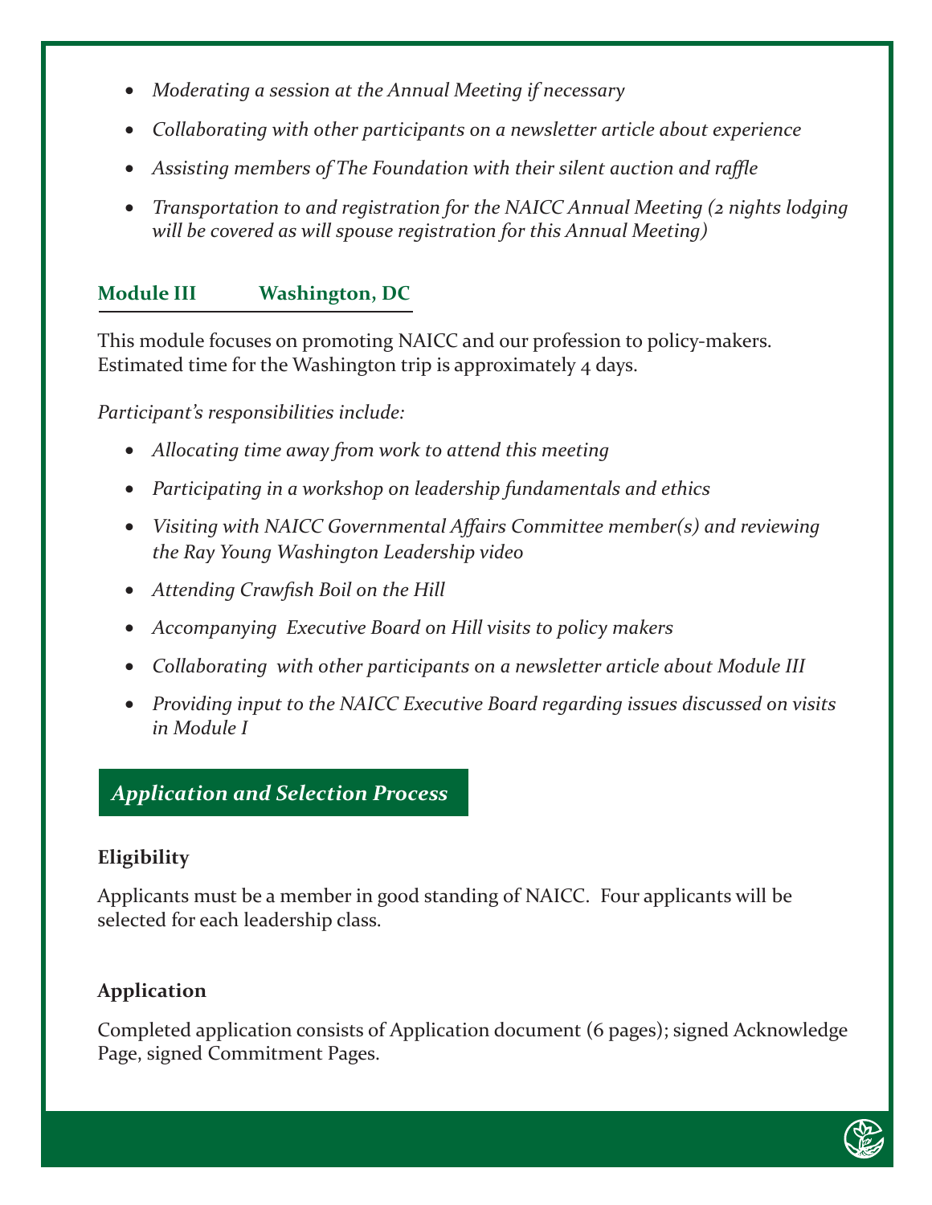- *Moderating a session at the Annual Meeting if necessary*
- *Collaborating with other participants on a newsletter article about experience*
- *Assisting members of The Foundation with their silent auction and raffle*
- *Transportation to and registration for the NAICC Annual Meeting (2 nights lodging will be covered as will spouse registration for this Annual Meeting)*

### Module III Washington, DC

This module focuses on promoting NAICC and our profession to policy-makers. Estimated time for the Washington trip is approximately 4 days.

*Participant's responsibilities include:*

- *Allocating time away from work to attend this meeting*
- *Participating in a workshop on leadership fundamentals and ethics*
- *Visiting with NAICC Governmental Affairs Committee member(s) and reviewing the Ray Young Washington Leadership video*
- *Attending Crawfish Boil on the Hill*
- *Accompanying Executive Board on Hill visits to policy makers*
- *Collaborating with other participants on a newsletter article about Module III*
- *Providing input to the NAICC Executive Board regarding issues discussed on visits in Module I*

## *Application and Selection Process*

**Eligibility**

Applicants must be a member in good standing of NAICC. Four applicants will be selected for each leadership class.

**Application**

Completed application consists of Application document (6 pages); signed Acknowledge Page, signed Commitment Pages.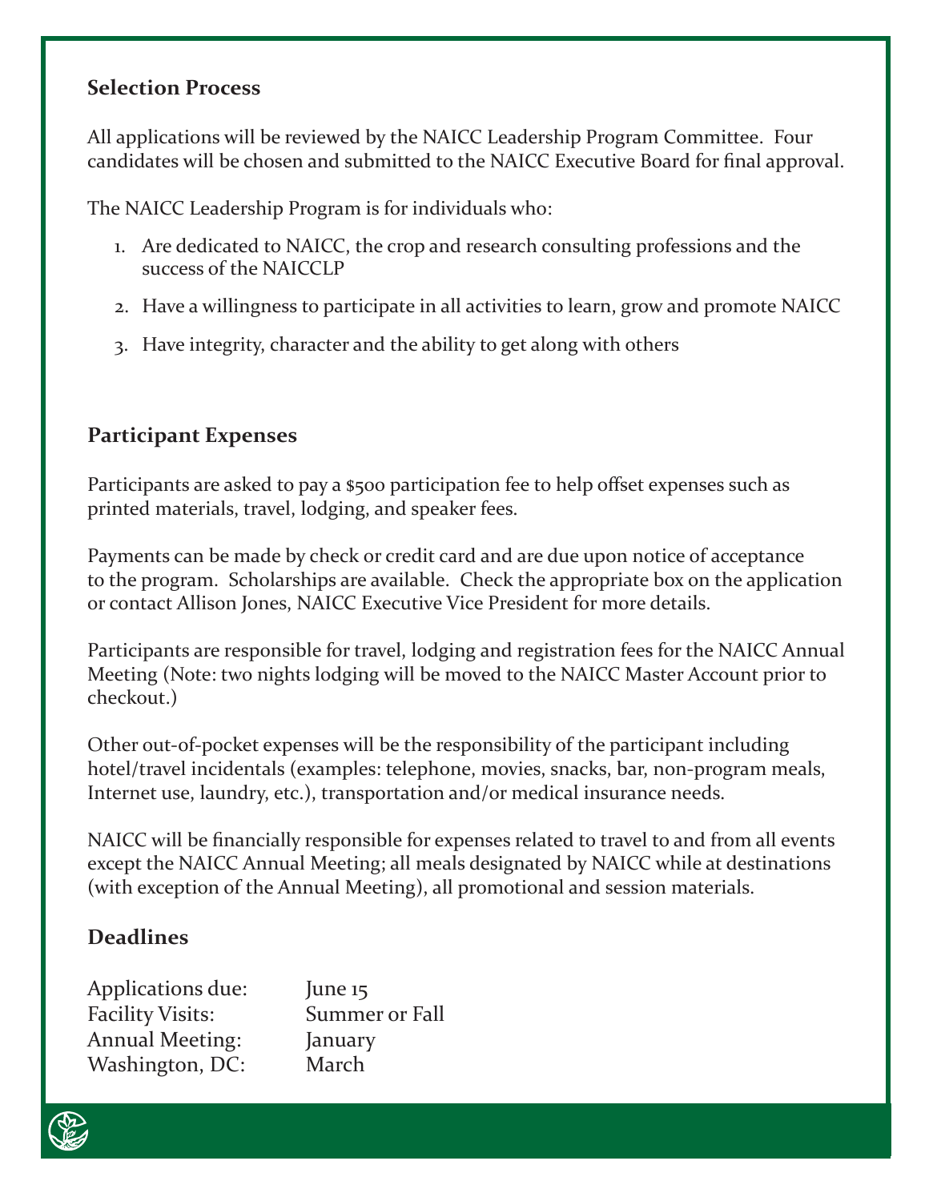## Selection Process

All applications will be reviewed by the NAICC Leadership Program Committee. Four candidates will be chosen and submitted to the NAICC Executive Board for final approval.

The NAICC Leadership Program is for individuals who:

1. Are dedicated to NAICC, the crop and research consulting professions and the success of the NAICCLP
2. Have a willingness to participate in all activities to learn, grow and promote NAICC
3. Have integrity, character and the ability to get along with others

## Participant Expenses

Participants are asked to pay a $500 participation fee to help offset expenses such as printed materials, travel, lodging, and speaker fees.

Payments can be made by check or credit card and are due upon notice of acceptance to the program. Scholarships are available. Check the appropriate box on the application or contact Allison Jones, NAICC Executive Vice President for more details.

Participants are responsible for travel, lodging and registration fees for the NAICC Annual Meeting (Note: two nights lodging will be moved to the NAICC Master Account prior to checkout.)

Other out-of-pocket expenses will be the responsibility of the participant including hotel/travel incidentals (examples: telephone, movies, snacks, bar, non-program meals, Internet use, laundry, etc.), transportation and/or medical insurance needs.

NAICC will be financially responsible for expenses related to travel to and from all events except the NAICC Annual Meeting; all meals designated by NAICC while at destinations (with exception of the Annual Meeting), all promotional and session materials.

## Deadlines

| | |
|---|---|
| Applications due: | June 15 |
| Facility Visits: | Summer or Fall |
| Annual Meeting: | January |
| Washington, DC: | March |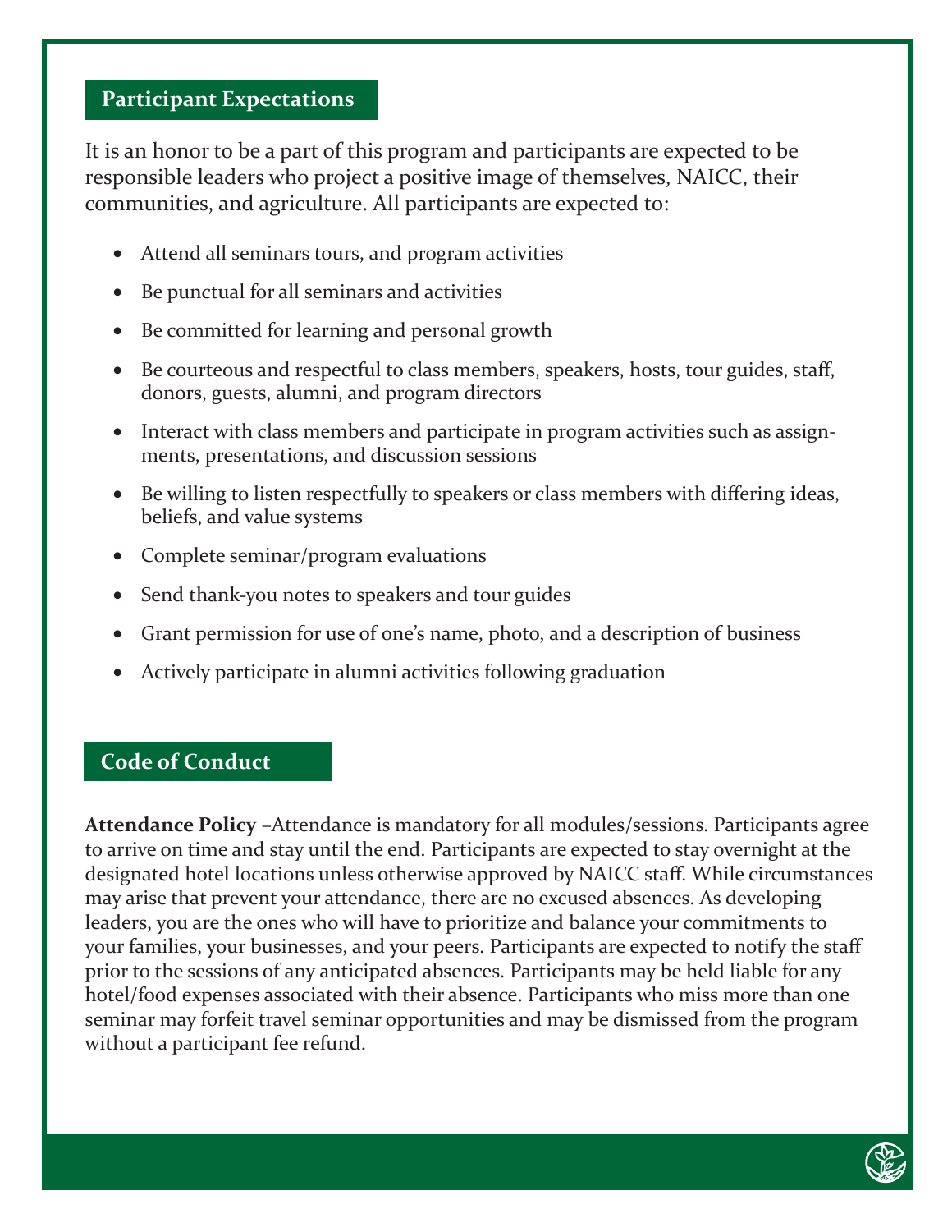## Participant Expectations

It is an honor to be a part of this program and participants are expected to be responsible leaders who project a positive image of themselves, NAICC, their communities, and agriculture. All participants are expected to:

- Attend all seminars tours, and program activities
- Be punctual for all seminars and activities
- Be committed for learning and personal growth
- Be courteous and respectful to class members, speakers, hosts, tour guides, staff, donors, guests, alumni, and program directors
- Interact with class members and participate in program activities such as assignments, presentations, and discussion sessions
- Be willing to listen respectfully to speakers or class members with differing ideas, beliefs, and value systems
- Complete seminar/program evaluations
- Send thank-you notes to speakers and tour guides
- Grant permission for use of one's name, photo, and a description of business
- Actively participate in alumni activities following graduation

## Code of Conduct

**Attendance Policy** –Attendance is mandatory for all modules/sessions. Participants agree to arrive on time and stay until the end. Participants are expected to stay overnight at the designated hotel locations unless otherwise approved by NAICC staff. While circumstances may arise that prevent your attendance, there are no excused absences. As developing leaders, you are the ones who will have to prioritize and balance your commitments to your families, your businesses, and your peers. Participants are expected to notify the staff prior to the sessions of any anticipated absences. Participants may be held liable for any hotel/food expenses associated with their absence. Participants who miss more than one seminar may forfeit travel seminar opportunities and may be dismissed from the program without a participant fee refund.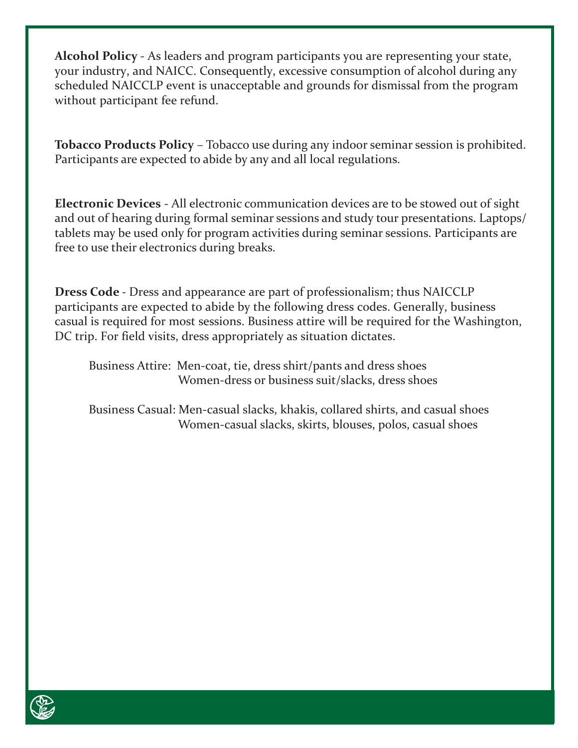**Alcohol Policy** - As leaders and program participants you are representing your state, your industry, and NAICC. Consequently, excessive consumption of alcohol during any scheduled NAICCLP event is unacceptable and grounds for dismissal from the program without participant fee refund.

**Tobacco Products Policy** – Tobacco use during any indoor seminar session is prohibited. Participants are expected to abide by any and all local regulations.

**Electronic Devices** - All electronic communication devices are to be stowed out of sight and out of hearing during formal seminar sessions and study tour presentations. Laptops/ tablets may be used only for program activities during seminar sessions. Participants are free to use their electronics during breaks.

**Dress Code** - Dress and appearance are part of professionalism; thus NAICCLP participants are expected to abide by the following dress codes. Generally, business casual is required for most sessions. Business attire will be required for the Washington, DC trip. For field visits, dress appropriately as situation dictates.

Business Attire: Men-coat, tie, dress shirt/pants and dress shoes
Women-dress or business suit/slacks, dress shoes

Business Casual: Men-casual slacks, khakis, collared shirts, and casual shoes
Women-casual slacks, skirts, blouses, polos, casual shoes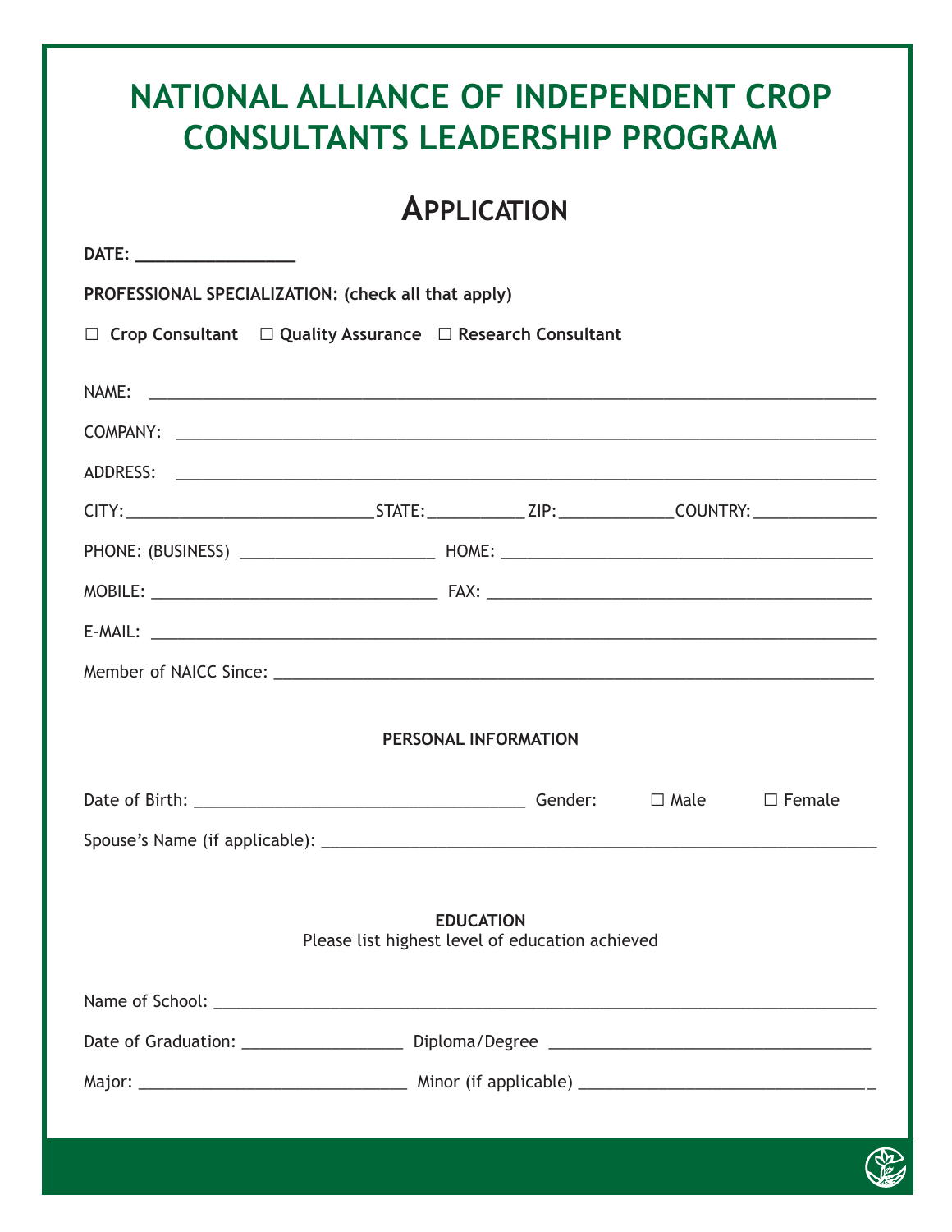# NATIONAL ALLIANCE OF INDEPENDENT CROP CONSULTANTS LEADERSHIP PROGRAM

## APPLICATION

**DATE:** ________________

**PROFESSIONAL SPECIALIZATION: (check all that apply)**

☐ **Crop Consultant** ☐ **Quality Assurance** ☐ **Research Consultant**

NAME: ______________________________________________________________________________

COMPANY: ___________________________________________________________________________

ADDRESS: ___________________________________________________________________________

CITY:___________________________STATE:__________ZIP:___________COUNTRY:_____________

PHONE: (BUSINESS) _____________________ HOME: _____________________________________

MOBILE: _______________________________ FAX: ________________________________________

E-MAIL: ____________________________________________________________________________

Member of NAICC Since: ______________________________________________________________

**PERSONAL INFORMATION**

Date of Birth: ____________________________________ Gender: ☐ Male ☐ Female

Spouse's Name (if applicable): _______________________________________________________

**EDUCATION**

Please list highest level of education achieved

Name of School: ____________________________________________________________________

Date of Graduation: _________________ Diploma/Degree ___________________________________

Major: ______________________________ Minor (if applicable) _______________________________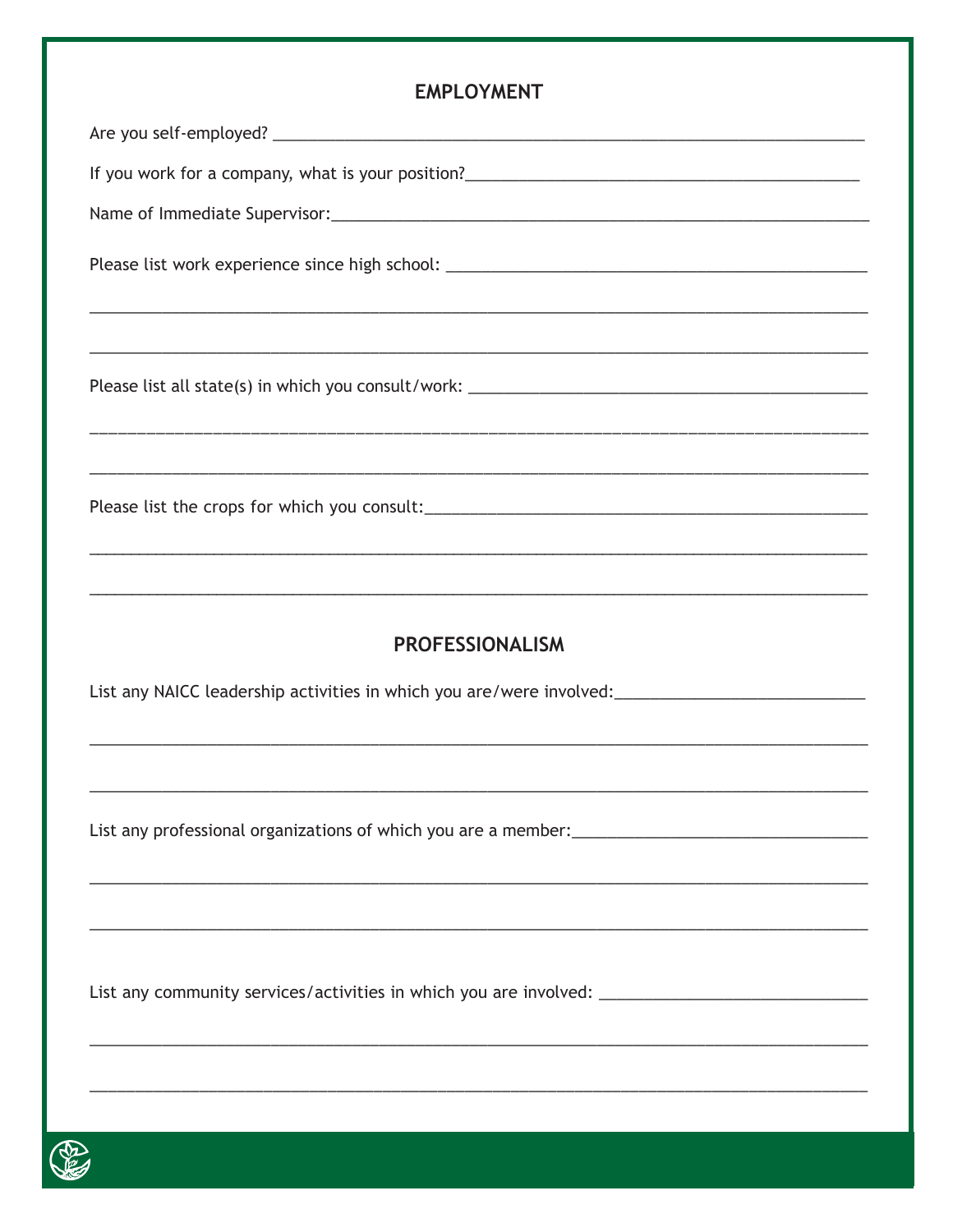## EMPLOYMENT

Are you self-employed? ____________________________________________________________________

If you work for a company, what is your position?____________________________________________

Name of Immediate Supervisor:____________________________________________________________

Please list work experience since high school: ______________________________________________

_____________________________________________________________________________________

_____________________________________________________________________________________

Please list all state(s) in which you consult/work: ___________________________________________

_____________________________________________________________________________________

_____________________________________________________________________________________

Please list the crops for which you consult:_________________________________________________

_____________________________________________________________________________________

_____________________________________________________________________________________

## PROFESSIONALISM

List any NAICC leadership activities in which you are/were involved:___________________________

_____________________________________________________________________________________

_____________________________________________________________________________________

List any professional organizations of which you are a member:________________________________

_____________________________________________________________________________________

_____________________________________________________________________________________

List any community services/activities in which you are involved: _____________________________

_____________________________________________________________________________________

_____________________________________________________________________________________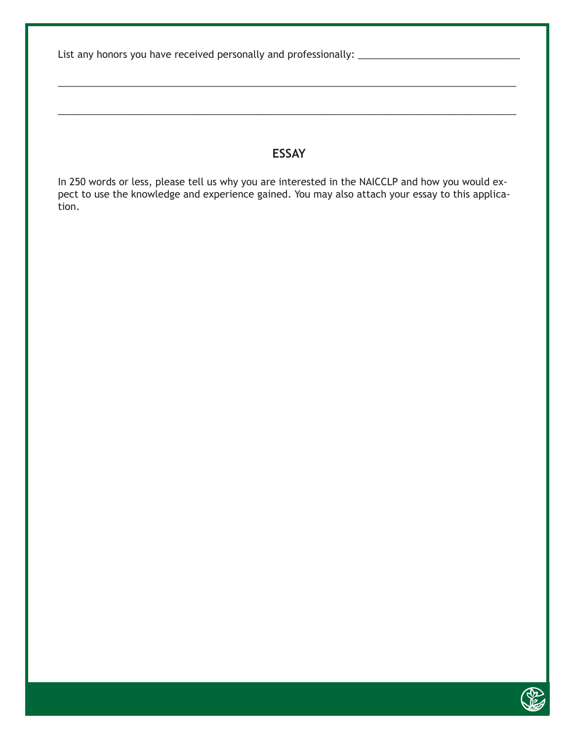List any honors you have received personally and professionally: ______________________________

_____________________________________________________________________________________

_____________________________________________________________________________________

## ESSAY

In 250 words or less, please tell us why you are interested in the NAICCLP and how you would expect to use the knowledge and experience gained. You may also attach your essay to this application.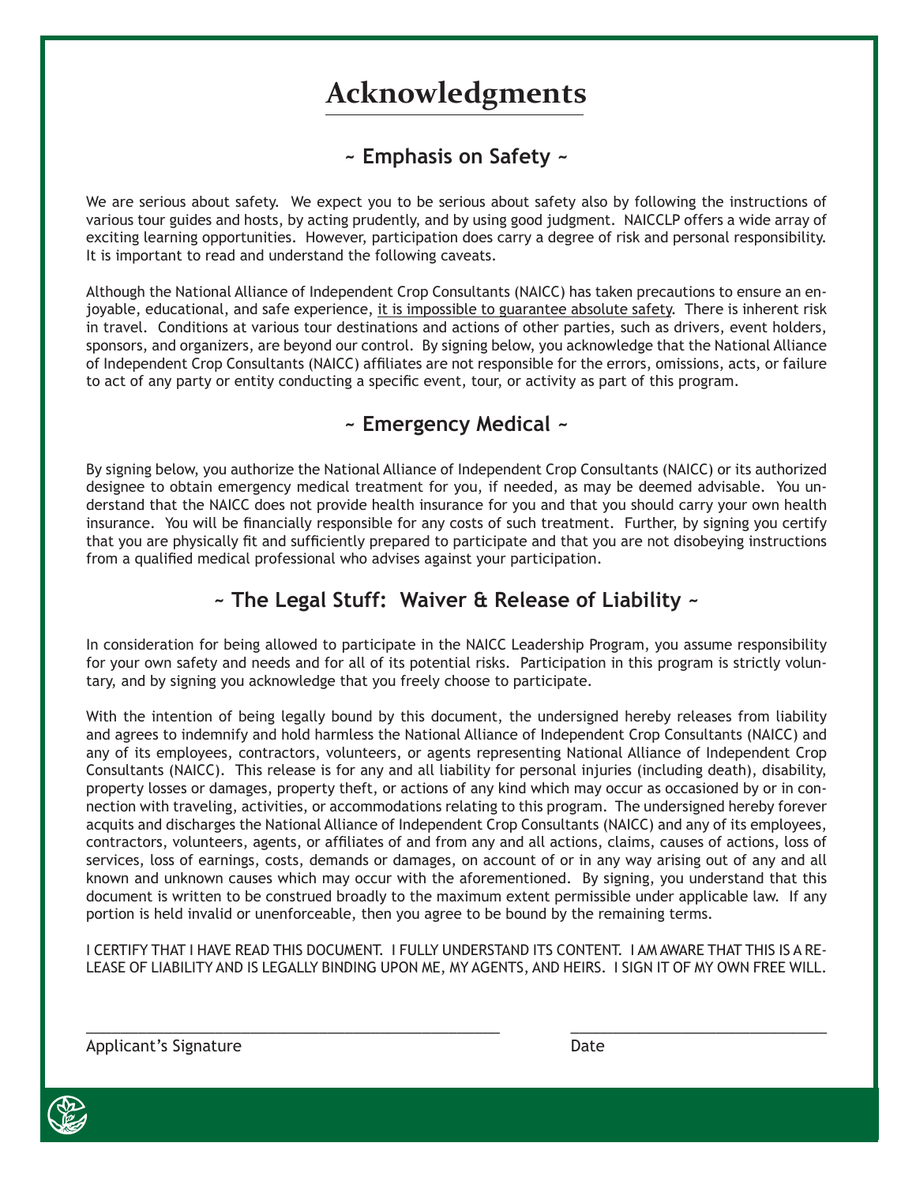# Acknowledgments

## ~ Emphasis on Safety ~

We are serious about safety. We expect you to be serious about safety also by following the instructions of various tour guides and hosts, by acting prudently, and by using good judgment. NAICCLP offers a wide array of exciting learning opportunities. However, participation does carry a degree of risk and personal responsibility. It is important to read and understand the following caveats.

Although the National Alliance of Independent Crop Consultants (NAICC) has taken precautions to ensure an enjoyable, educational, and safe experience, <u>it is impossible to guarantee absolute safety</u>. There is inherent risk in travel. Conditions at various tour destinations and actions of other parties, such as drivers, event holders, sponsors, and organizers, are beyond our control. By signing below, you acknowledge that the National Alliance of Independent Crop Consultants (NAICC) affiliates are not responsible for the errors, omissions, acts, or failure to act of any party or entity conducting a specific event, tour, or activity as part of this program.

## ~ Emergency Medical ~

By signing below, you authorize the National Alliance of Independent Crop Consultants (NAICC) or its authorized designee to obtain emergency medical treatment for you, if needed, as may be deemed advisable. You understand that the NAICC does not provide health insurance for you and that you should carry your own health insurance. You will be financially responsible for any costs of such treatment. Further, by signing you certify that you are physically fit and sufficiently prepared to participate and that you are not disobeying instructions from a qualified medical professional who advises against your participation.

## ~ The Legal Stuff: Waiver & Release of Liability ~

In consideration for being allowed to participate in the NAICC Leadership Program, you assume responsibility for your own safety and needs and for all of its potential risks. Participation in this program is strictly voluntary, and by signing you acknowledge that you freely choose to participate.

With the intention of being legally bound by this document, the undersigned hereby releases from liability and agrees to indemnify and hold harmless the National Alliance of Independent Crop Consultants (NAICC) and any of its employees, contractors, volunteers, or agents representing National Alliance of Independent Crop Consultants (NAICC). This release is for any and all liability for personal injuries (including death), disability, property losses or damages, property theft, or actions of any kind which may occur as occasioned by or in connection with traveling, activities, or accommodations relating to this program. The undersigned hereby forever acquits and discharges the National Alliance of Independent Crop Consultants (NAICC) and any of its employees, contractors, volunteers, agents, or affiliates of and from any and all actions, claims, causes of actions, loss of services, loss of earnings, costs, demands or damages, on account of or in any way arising out of any and all known and unknown causes which may occur with the aforementioned. By signing, you understand that this document is written to be construed broadly to the maximum extent permissible under applicable law. If any portion is held invalid or unenforceable, then you agree to be bound by the remaining terms.

I CERTIFY THAT I HAVE READ THIS DOCUMENT. I FULLY UNDERSTAND ITS CONTENT. I AM AWARE THAT THIS IS A RELEASE OF LIABILITY AND IS LEGALLY BINDING UPON ME, MY AGENTS, AND HEIRS. I SIGN IT OF MY OWN FREE WILL.

\_\_\_\_\_\_\_\_\_\_\_\_\_\_\_\_\_\_\_\_\_\_\_\_\_\_\_\_\_\_\_\_\_\_\_\_ \_\_\_\_\_\_\_\_\_\_\_\_\_\_\_\_\_\_\_\_\_\_\_\_

Applicant's Signature Date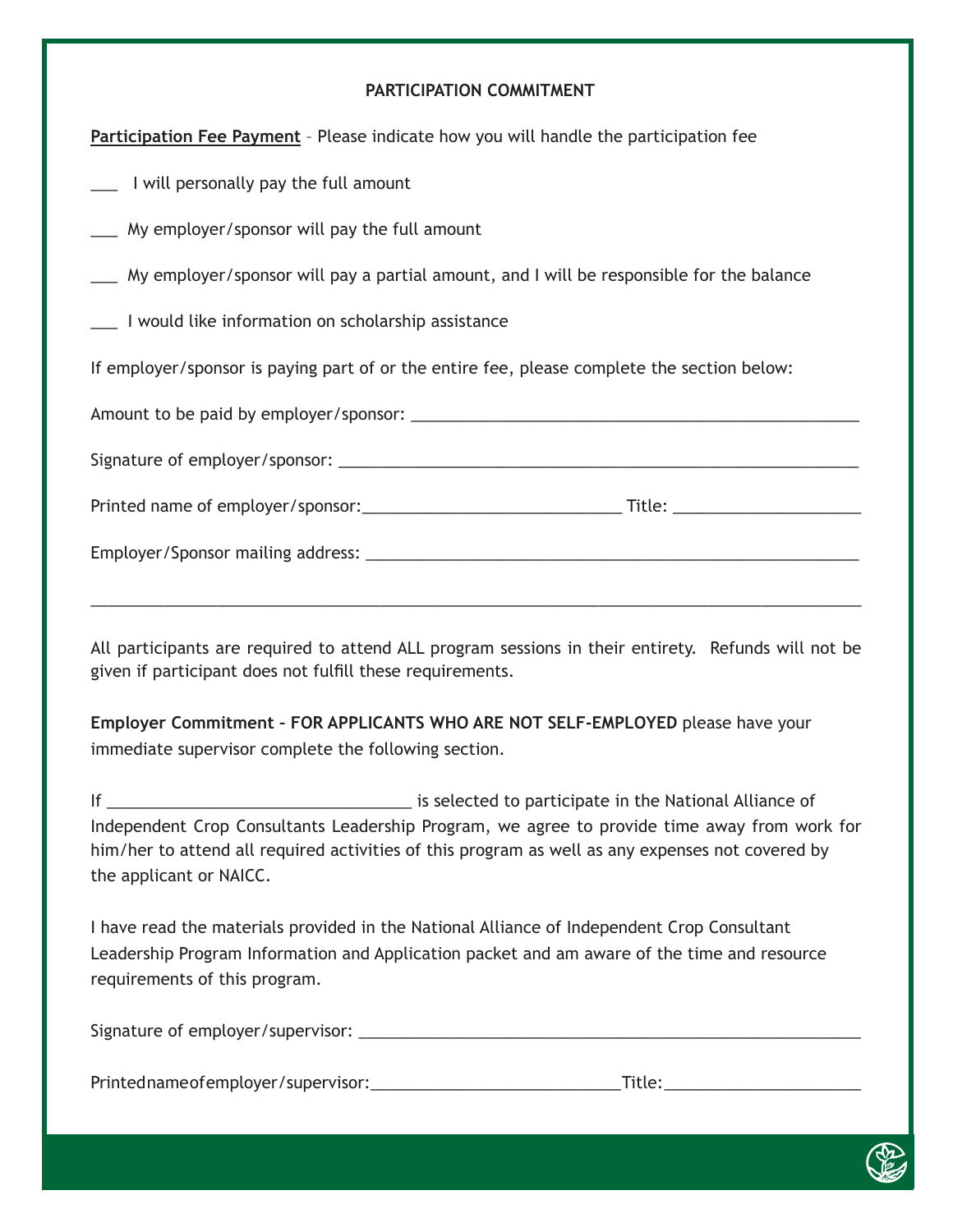**PARTICIPATION COMMITMENT**

**Participation Fee Payment** – Please indicate how you will handle the participation fee

___ I will personally pay the full amount

___ My employer/sponsor will pay the full amount

___ My employer/sponsor will pay a partial amount, and I will be responsible for the balance

___ I would like information on scholarship assistance

If employer/sponsor is paying part of or the entire fee, please complete the section below:

Amount to be paid by employer/sponsor: ___________________________________________________

Signature of employer/sponsor: ___________________________________________________________

Printed name of employer/sponsor:_____________________________ Title: _____________________

Employer/Sponsor mailing address: ________________________________________________________

_____________________________________________________________________________________

All participants are required to attend ALL program sessions in their entirety. Refunds will not be given if participant does not fulfill these requirements.

**Employer Commitment – FOR APPLICANTS WHO ARE NOT SELF-EMPLOYED** please have your immediate supervisor complete the following section.

If __________________________________ is selected to participate in the National Alliance of Independent Crop Consultants Leadership Program, we agree to provide time away from work for him/her to attend all required activities of this program as well as any expenses not covered by the applicant or NAICC.

I have read the materials provided in the National Alliance of Independent Crop Consultant Leadership Program Information and Application packet and am aware of the time and resource requirements of this program.

Signature of employer/supervisor: _________________________________________________________

Printed name of employer/supervisor:____________________________Title:______________________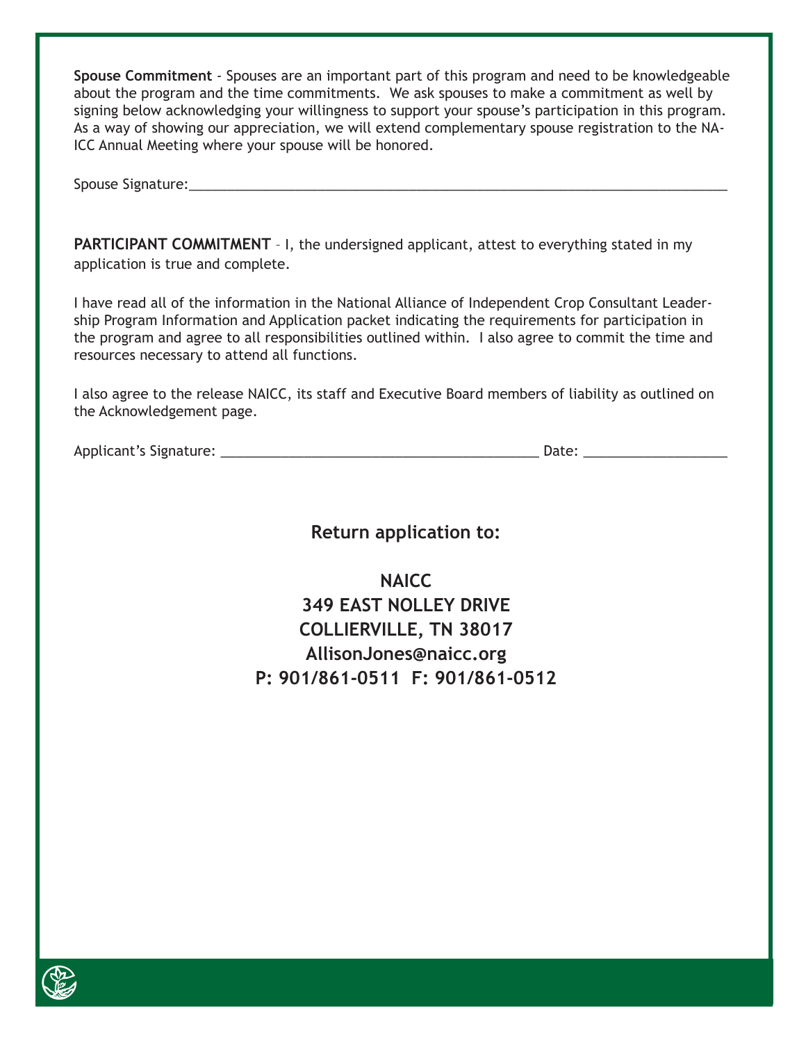**Spouse Commitment** - Spouses are an important part of this program and need to be knowledgeable about the program and the time commitments. We ask spouses to make a commitment as well by signing below acknowledging your willingness to support your spouse's participation in this program. As a way of showing our appreciation, we will extend complementary spouse registration to the NAICC Annual Meeting where your spouse will be honored.

Spouse Signature:___________________________________________________________________________

**PARTICIPANT COMMITMENT** – I, the undersigned applicant, attest to everything stated in my application is true and complete.

I have read all of the information in the National Alliance of Independent Crop Consultant Leadership Program Information and Application packet indicating the requirements for participation in the program and agree to all responsibilities outlined within. I also agree to commit the time and resources necessary to attend all functions.

I also agree to the release NAICC, its staff and Executive Board members of liability as outlined on the Acknowledgement page.

Applicant's Signature: ___________________________________________ Date: ___________________

**Return application to:**

**NAICC**
**349 EAST NOLLEY DRIVE**
**COLLIERVILLE, TN 38017**
**AllisonJones@naicc.org**
**P: 901/861-0511 F: 901/861-0512**